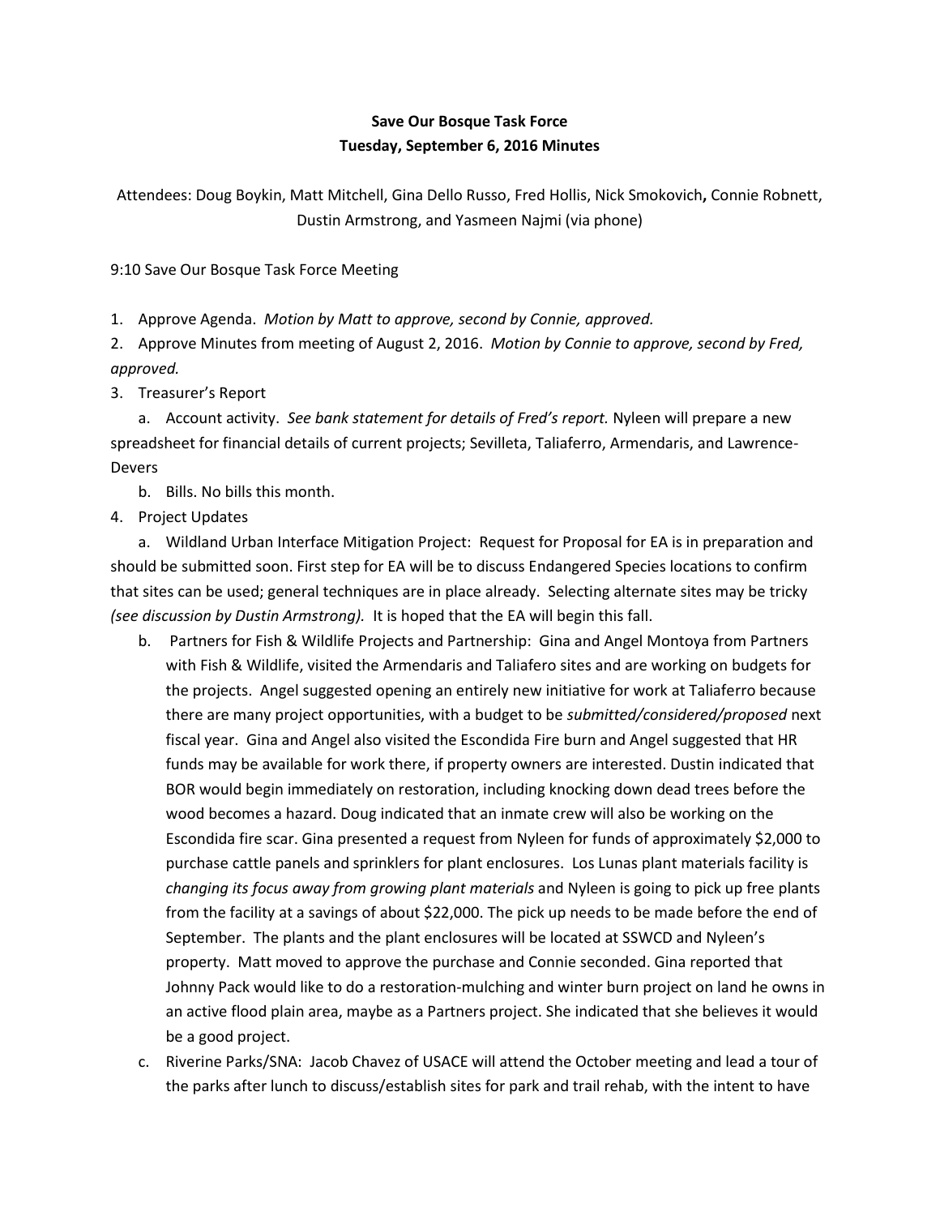**Save Our Bosque Task Force**
**Tuesday, September 6, 2016 Minutes**

Attendees: Doug Boykin, Matt Mitchell, Gina Dello Russo, Fred Hollis, Nick Smokovich**,** Connie Robnett, Dustin Armstrong, and Yasmeen Najmi (via phone)

9:10 Save Our Bosque Task Force Meeting

1. Approve Agenda. *Motion by Matt to approve, second by Connie, approved.*
2. Approve Minutes from meeting of August 2, 2016. *Motion by Connie to approve, second by Fred, approved.*
3. Treasurer's Report
   a. Account activity. *See bank statement for details of Fred's report.* Nyleen will prepare a new spreadsheet for financial details of current projects; Sevilleta, Taliaferro, Armendaris, and Lawrence-Devers
   b. Bills. No bills this month.
4. Project Updates
   a. Wildland Urban Interface Mitigation Project: Request for Proposal for EA is in preparation and should be submitted soon. First step for EA will be to discuss Endangered Species locations to confirm that sites can be used; general techniques are in place already. Selecting alternate sites may be tricky *(see discussion by Dustin Armstrong).* It is hoped that the EA will begin this fall.
   b. Partners for Fish & Wildlife Projects and Partnership: Gina and Angel Montoya from Partners with Fish & Wildlife, visited the Armendaris and Taliafero sites and are working on budgets for the projects. Angel suggested opening an entirely new initiative for work at Taliaferro because there are many project opportunities, with a budget to be *submitted/considered/proposed* next fiscal year. Gina and Angel also visited the Escondida Fire burn and Angel suggested that HR funds may be available for work there, if property owners are interested. Dustin indicated that BOR would begin immediately on restoration, including knocking down dead trees before the wood becomes a hazard. Doug indicated that an inmate crew will also be working on the Escondida fire scar. Gina presented a request from Nyleen for funds of approximately $2,000 to purchase cattle panels and sprinklers for plant enclosures. Los Lunas plant materials facility is *changing its focus away from growing plant materials* and Nyleen is going to pick up free plants from the facility at a savings of about $22,000. The pick up needs to be made before the end of September. The plants and the plant enclosures will be located at SSWCD and Nyleen's property. Matt moved to approve the purchase and Connie seconded. Gina reported that Johnny Pack would like to do a restoration-mulching and winter burn project on land he owns in an active flood plain area, maybe as a Partners project. She indicated that she believes it would be a good project.
   c. Riverine Parks/SNA: Jacob Chavez of USACE will attend the October meeting and lead a tour of the parks after lunch to discuss/establish sites for park and trail rehab, with the intent to have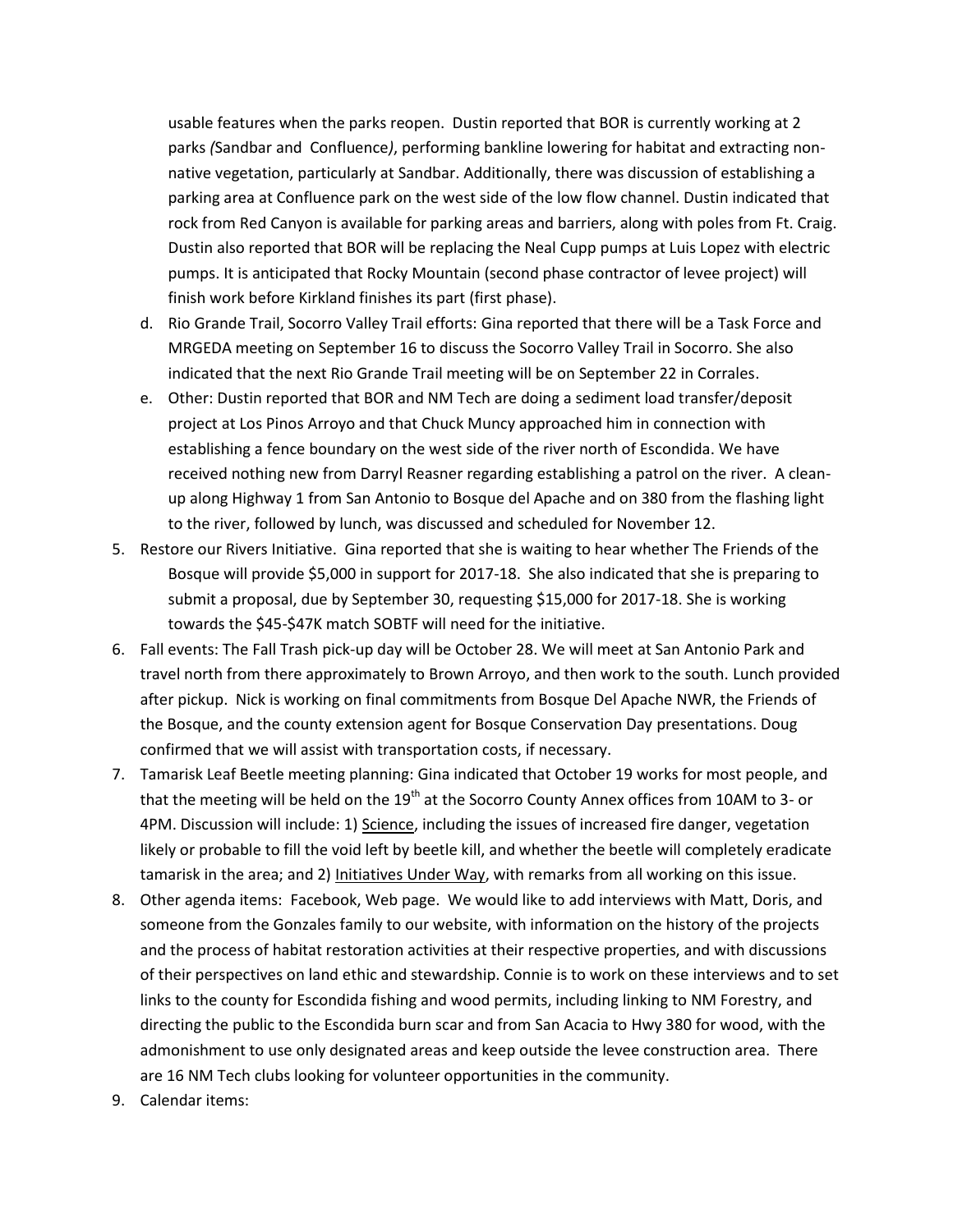usable features when the parks reopen. Dustin reported that BOR is currently working at 2 parks *(*Sandbar and Confluence*)*, performing bankline lowering for habitat and extracting non-native vegetation, particularly at Sandbar. Additionally, there was discussion of establishing a parking area at Confluence park on the west side of the low flow channel. Dustin indicated that rock from Red Canyon is available for parking areas and barriers, along with poles from Ft. Craig. Dustin also reported that BOR will be replacing the Neal Cupp pumps at Luis Lopez with electric pumps. It is anticipated that Rocky Mountain (second phase contractor of levee project) will finish work before Kirkland finishes its part (first phase).

   d. Rio Grande Trail, Socorro Valley Trail efforts: Gina reported that there will be a Task Force and MRGEDA meeting on September 16 to discuss the Socorro Valley Trail in Socorro. She also indicated that the next Rio Grande Trail meeting will be on September 22 in Corrales.

   e. Other: Dustin reported that BOR and NM Tech are doing a sediment load transfer/deposit project at Los Pinos Arroyo and that Chuck Muncy approached him in connection with establishing a fence boundary on the west side of the river north of Escondida. We have received nothing new from Darryl Reasner regarding establishing a patrol on the river. A clean-up along Highway 1 from San Antonio to Bosque del Apache and on 380 from the flashing light to the river, followed by lunch, was discussed and scheduled for November 12.

5. Restore our Rivers Initiative. Gina reported that she is waiting to hear whether The Friends of the Bosque will provide $5,000 in support for 2017-18. She also indicated that she is preparing to submit a proposal, due by September 30, requesting $15,000 for 2017-18. She is working towards the $45-$47K match SOBTF will need for the initiative.
6. Fall events: The Fall Trash pick-up day will be October 28. We will meet at San Antonio Park and travel north from there approximately to Brown Arroyo, and then work to the south. Lunch provided after pickup. Nick is working on final commitments from Bosque Del Apache NWR, the Friends of the Bosque, and the county extension agent for Bosque Conservation Day presentations. Doug confirmed that we will assist with transportation costs, if necessary.
7. Tamarisk Leaf Beetle meeting planning: Gina indicated that October 19 works for most people, and that the meeting will be held on the 19th at the Socorro County Annex offices from 10AM to 3- or 4PM. Discussion will include: 1) Science, including the issues of increased fire danger, vegetation likely or probable to fill the void left by beetle kill, and whether the beetle will completely eradicate tamarisk in the area; and 2) Initiatives Under Way, with remarks from all working on this issue.
8. Other agenda items: Facebook, Web page. We would like to add interviews with Matt, Doris, and someone from the Gonzales family to our website, with information on the history of the projects and the process of habitat restoration activities at their respective properties, and with discussions of their perspectives on land ethic and stewardship. Connie is to work on these interviews and to set links to the county for Escondida fishing and wood permits, including linking to NM Forestry, and directing the public to the Escondida burn scar and from San Acacia to Hwy 380 for wood, with the admonishment to use only designated areas and keep outside the levee construction area. There are 16 NM Tech clubs looking for volunteer opportunities in the community.
9. Calendar items: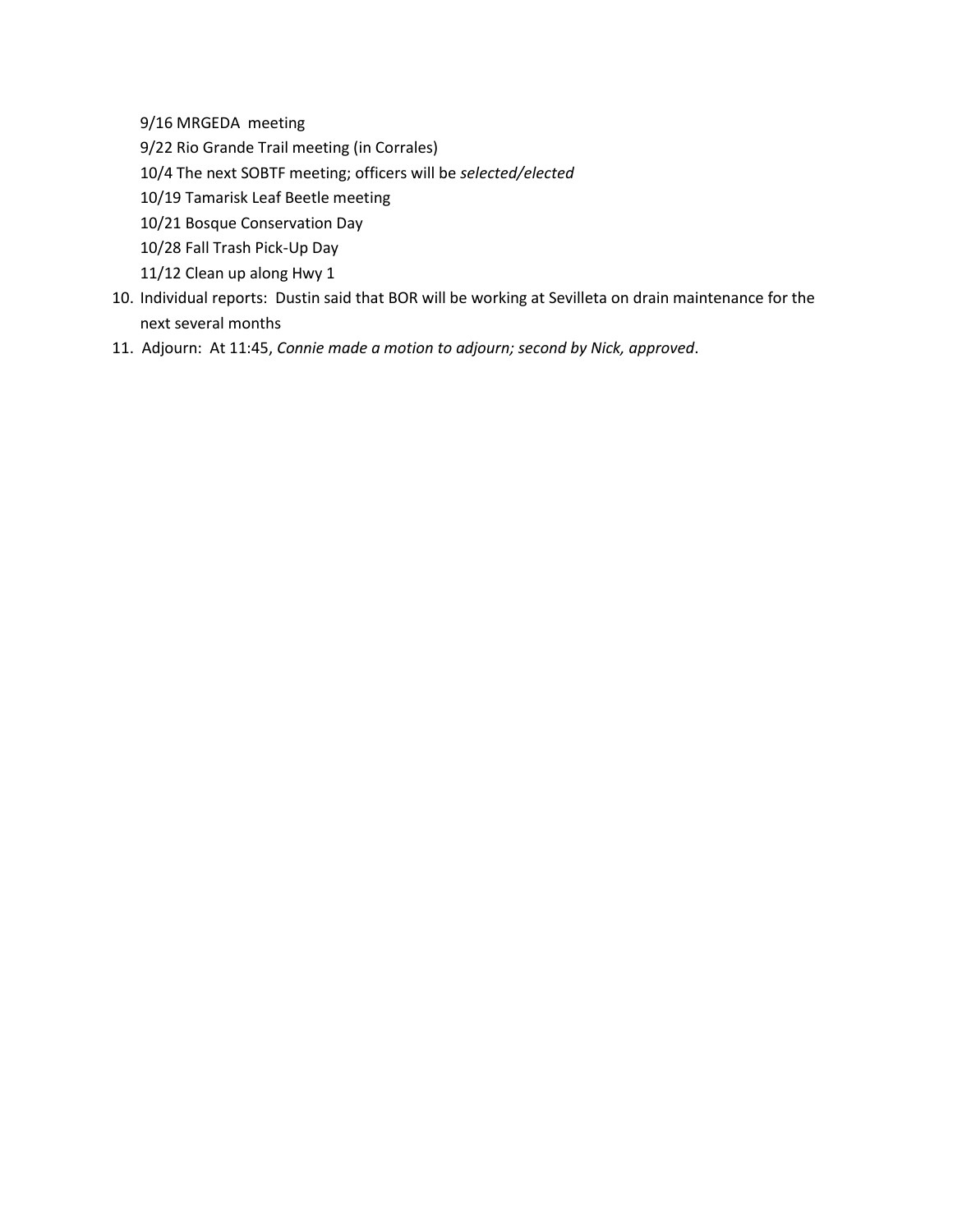9/16 MRGEDA meeting

9/22 Rio Grande Trail meeting (in Corrales)

10/4 The next SOBTF meeting; officers will be *selected/elected*

10/19 Tamarisk Leaf Beetle meeting

10/21 Bosque Conservation Day

10/28 Fall Trash Pick-Up Day

11/12 Clean up along Hwy 1

10. Individual reports: Dustin said that BOR will be working at Sevilleta on drain maintenance for the next several months
11. Adjourn: At 11:45, *Connie made a motion to adjourn; second by Nick, approved*.